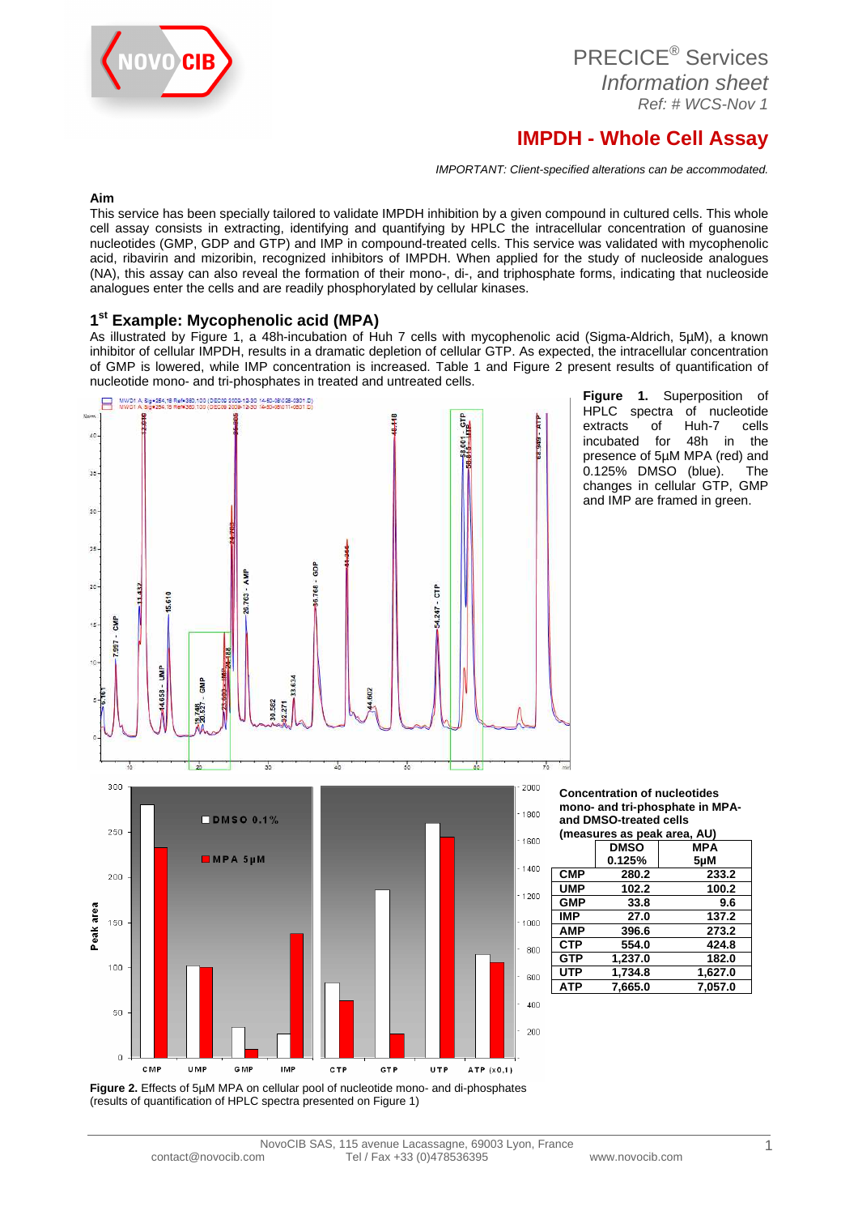PRECICE® Services
*Information sheet*
*Ref: # WCS-Nov 1*

# IMPDH - Whole Cell Assay

*IMPORTANT: Client-specified alterations can be accommodated.*

**Aim**

This service has been specially tailored to validate IMPDH inhibition by a given compound in cultured cells. This whole cell assay consists in extracting, identifying and quantifying by HPLC the intracellular concentration of guanosine nucleotides (GMP, GDP and GTP) and IMP in compound-treated cells. This service was validated with mycophenolic acid, ribavirin and mizoribin, recognized inhibitors of IMPDH. When applied for the study of nucleoside analogues (NA), this assay can also reveal the formation of their mono-, di-, and triphosphate forms, indicating that nucleoside analogues enter the cells and are readily phosphorylated by cellular kinases.

## 1st Example: Mycophenolic acid (MPA)

As illustrated by Figure 1, a 48h-incubation of Huh 7 cells with mycophenolic acid (Sigma-Aldrich, 5µM), a known inhibitor of cellular IMPDH, results in a dramatic depletion of cellular GTP. As expected, the intracellular concentration of GMP is lowered, while IMP concentration is increased. Table 1 and Figure 2 present results of quantification of nucleotide mono- and tri-phosphates in treated and untreated cells.

**Figure 1.** Superposition of HPLC spectra of nucleotide extracts of Huh-7 cells incubated for 48h in the presence of 5µM MPA (red) and 0.125% DMSO (blue). The changes in cellular GTP, GMP and IMP are framed in green.

**Concentration of nucleotides mono- and tri-phosphate in MPA- and DMSO-treated cells (measures as peak area, AU)**

| | DMSO 0.125% | MPA 5µM |
|---|---|---|
| CMP | 280.2 | 233.2 |
| UMP | 102.2 | 100.2 |
| GMP | 33.8 | 9.6 |
| IMP | 27.0 | 137.2 |
| AMP | 396.6 | 273.2 |
| CTP | 554.0 | 424.8 |
| GTP | 1,237.0 | 182.0 |
| UTP | 1,734.8 | 1,627.0 |
| ATP | 7,665.0 | 7,057.0 |

**Figure 2.** Effects of 5µM MPA on cellular pool of nucleotide mono- and di-phosphates (results of quantification of HPLC spectra presented on Figure 1)

NovoCIB SAS, 115 avenue Lacassagne, 69003 Lyon, France
contact@novocib.com Tel / Fax +33 (0)478536395 www.novocib.com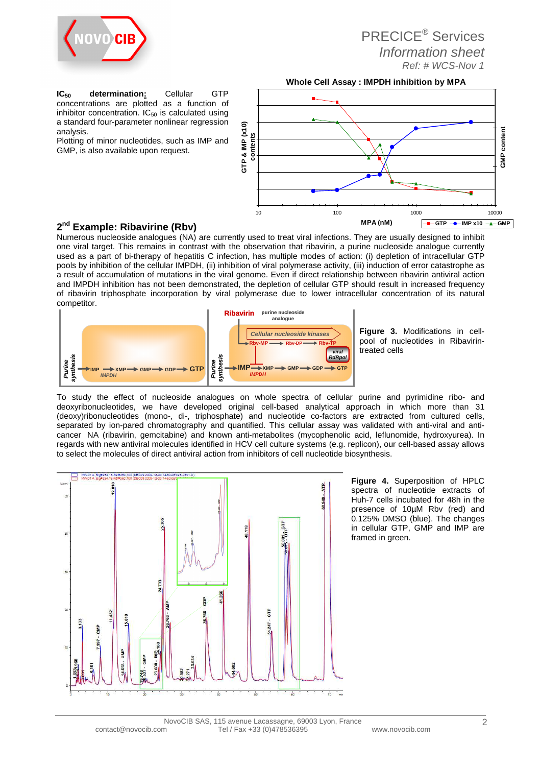**$IC_{50}$ determination:** Cellular GTP concentrations are plotted as a function of inhibitor concentration. $IC_{50}$ is calculated using a standard four-parameter nonlinear regression analysis.

Plotting of minor nucleotides, such as IMP and GMP, is also available upon request.

## 2nd Example: Ribavirine (Rbv)

Numerous nucleoside analogues (NA) are currently used to treat viral infections. They are usually designed to inhibit one viral target. This remains in contrast with the observation that ribavirin, a purine nucleoside analogue currently used as a part of bi-therapy of hepatitis C infection, has multiple modes of action: (i) depletion of intracellular GTP pools by inhibition of the cellular IMPDH, (ii) inhibition of viral polymerase activity, (iii) induction of error catastrophe as a result of accumulation of mutations in the viral genome. Even if direct relationship between ribavirin antiviral action and IMPDH inhibition has not been demonstrated, the depletion of cellular GTP should result in increased frequency of ribavirin triphosphate incorporation by viral polymerase due to lower intracellular concentration of its natural competitor.

**Figure 3.** Modifications in cell-pool of nucleotides in Ribavirin-treated cells

To study the effect of nucleoside analogues on whole spectra of cellular purine and pyrimidine ribo- and deoxyribonucleotides, we have developed original cell-based analytical approach in which more than 31 (deoxy)ribonucleotides (mono-, di-, triphosphate) and nucleotide co-factors are extracted from cultured cells, separated by ion-pared chromatography and quantified. This cellular assay was validated with anti-viral and anti-cancer NA (ribavirin, gemcitabine) and known anti-metabolites (mycophenolic acid, leflunomide, hydroxyurea). In regards with new antiviral molecules identified in HCV cell culture systems (e.g. replicon), our cell-based assay allows to select the molecules of direct antiviral action from inhibitors of cell nucleotide biosynthesis.

**Figure 4.** Superposition of HPLC spectra of nucleotide extracts of Huh-7 cells incubated for 48h in the presence of 10µM Rbv (red) and 0.125% DMSO (blue). The changes in cellular GTP, GMP and IMP are framed in green.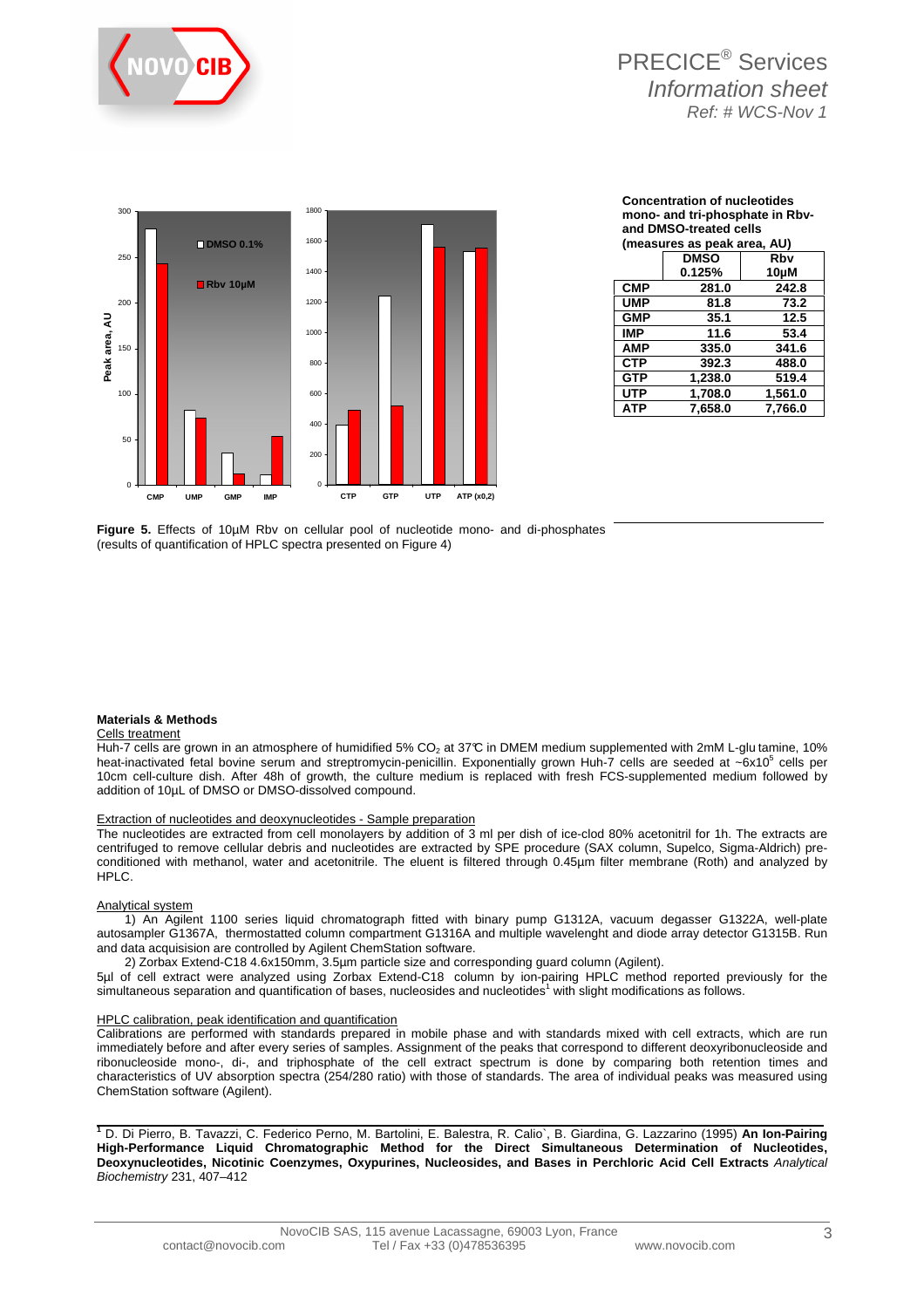**Concentration of nucleotides mono- and tri-phosphate in Rbv- and DMSO-treated cells (measures as peak area, AU)**

| | DMSO 0.125% | Rbv 10µM |
|---|---|---|
| CMP | 281.0 | 242.8 |
| UMP | 81.8 | 73.2 |
| GMP | 35.1 | 12.5 |
| IMP | 11.6 | 53.4 |
| AMP | 335.0 | 341.6 |
| CTP | 392.3 | 488.0 |
| GTP | 1,238.0 | 519.4 |
| UTP | 1,708.0 | 1,561.0 |
| ATP | 7,658.0 | 7,766.0 |

**Figure 5.** Effects of 10µM Rbv on cellular pool of nucleotide mono- and di-phosphates (results of quantification of HPLC spectra presented on Figure 4)

### Materials & Methods

Cells treatment

Huh-7 cells are grown in an atmosphere of humidified 5% $CO_2$ at 37°C in DMEM medium supplemented with 2mM L-glu tamine, 10% heat-inactivated fetal bovine serum and streptromycin-penicillin. Exponentially grown Huh-7 cells are seeded at ~$6x10^5$ cells per 10cm cell-culture dish. After 48h of growth, the culture medium is replaced with fresh FCS-supplemented medium followed by addition of 10µL of DMSO or DMSO-dissolved compound.

Extraction of nucleotides and deoxynucleotides - Sample preparation

The nucleotides are extracted from cell monolayers by addition of 3 ml per dish of ice-clod 80% acetonitril for 1h. The extracts are centrifuged to remove cellular debris and nucleotides are extracted by SPE procedure (SAX column, Supelco, Sigma-Aldrich) pre-conditioned with methanol, water and acetonitrile. The eluent is filtered through 0.45µm filter membrane (Roth) and analyzed by HPLC.

Analytical system

1) An Agilent 1100 series liquid chromatograph fitted with binary pump G1312A, vacuum degasser G1322A, well-plate autosampler G1367A, thermostatted column compartment G1316A and multiple wavelenght and diode array detector G1315B. Run and data acquisision are controlled by Agilent ChemStation software.

2) Zorbax Extend-C18 4.6x150mm, 3.5µm particle size and corresponding guard column (Agilent).

5µl of cell extract were analyzed using Zorbax Extend-C18 column by ion-pairing HPLC method reported previously for the simultaneous separation and quantification of bases, nucleosides and nucleotides[1] with slight modifications as follows.

HPLC calibration, peak identification and quantification

Calibrations are performed with standards prepared in mobile phase and with standards mixed with cell extracts, which are run immediately before and after every series of samples. Assignment of the peaks that correspond to different deoxyribonucleoside and ribonucleoside mono-, di-, and triphosphate of the cell extract spectrum is done by comparing both retention times and characteristics of UV absorption spectra (254/280 ratio) with those of standards. The area of individual peaks was measured using ChemStation software (Agilent).

[1] D. Di Pierro, B. Tavazzi, C. Federico Perno, M. Bartolini, E. Balestra, R. Calio`, B. Giardina, G. Lazzarino (1995) **An Ion-Pairing High-Performance Liquid Chromatographic Method for the Direct Simultaneous Determination of Nucleotides, Deoxynucleotides, Nicotinic Coenzymes, Oxypurines, Nucleosides, and Bases in Perchloric Acid Cell Extracts** *Analytical Biochemistry* 231, 407–412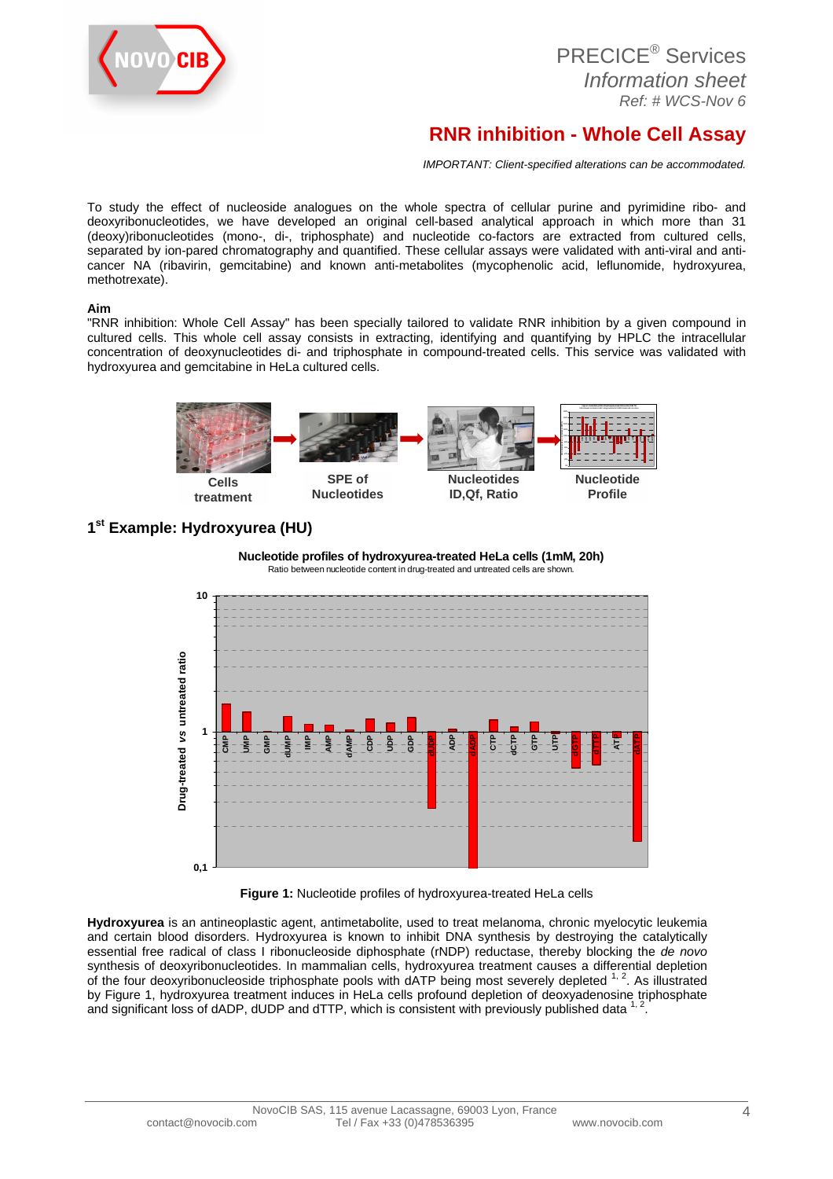PRECICE® Services
*Information sheet*
*Ref: # WCS-Nov 6*

# RNR inhibition - Whole Cell Assay

*IMPORTANT: Client-specified alterations can be accommodated.*

To study the effect of nucleoside analogues on the whole spectra of cellular purine and pyrimidine ribo- and deoxyribonucleotides, we have developed an original cell-based analytical approach in which more than 31 (deoxy)ribonucleotides (mono-, di-, triphosphate) and nucleotide co-factors are extracted from cultured cells, separated by ion-pared chromatography and quantified. These cellular assays were validated with anti-viral and anti-cancer NA (ribavirin, gemcitabine) and known anti-metabolites (mycophenolic acid, leflunomide, hydroxyurea, methotrexate).

**Aim**

"RNR inhibition: Whole Cell Assay" has been specially tailored to validate RNR inhibition by a given compound in cultured cells. This whole cell assay consists in extracting, identifying and quantifying by HPLC the intracellular concentration of deoxynucleotides di- and triphosphate in compound-treated cells. This service was validated with hydroxyurea and gemcitabine in HeLa cultured cells.

Cells treatment → SPE of Nucleotides → Nucleotides ID,Qf, Ratio → Nucleotide Profile

## 1st Example: Hydroxyurea (HU)

**Nucleotide profiles of hydroxyurea-treated HeLa cells (1mM, 20h)**
Ratio between nucleotide content in drug-treated and untreated cells are shown.

**Figure 1:** Nucleotide profiles of hydroxyurea-treated HeLa cells

**Hydroxyurea** is an antineoplastic agent, antimetabolite, used to treat melanoma, chronic myelocytic leukemia and certain blood disorders. Hydroxyurea is known to inhibit DNA synthesis by destroying the catalytically essential free radical of class I ribonucleoside diphosphate (rNDP) reductase, thereby blocking the *de novo* synthesis of deoxyribonucleotides. In mammalian cells, hydroxyurea treatment causes a differential depletion of the four deoxyribonucleoside triphosphate pools with dATP being most severely depleted [1, 2]. As illustrated by Figure 1, hydroxyurea treatment induces in HeLa cells profound depletion of deoxyadenosine triphosphate and significant loss of dADP, dUDP and dTTP, which is consistent with previously published data [1, 2].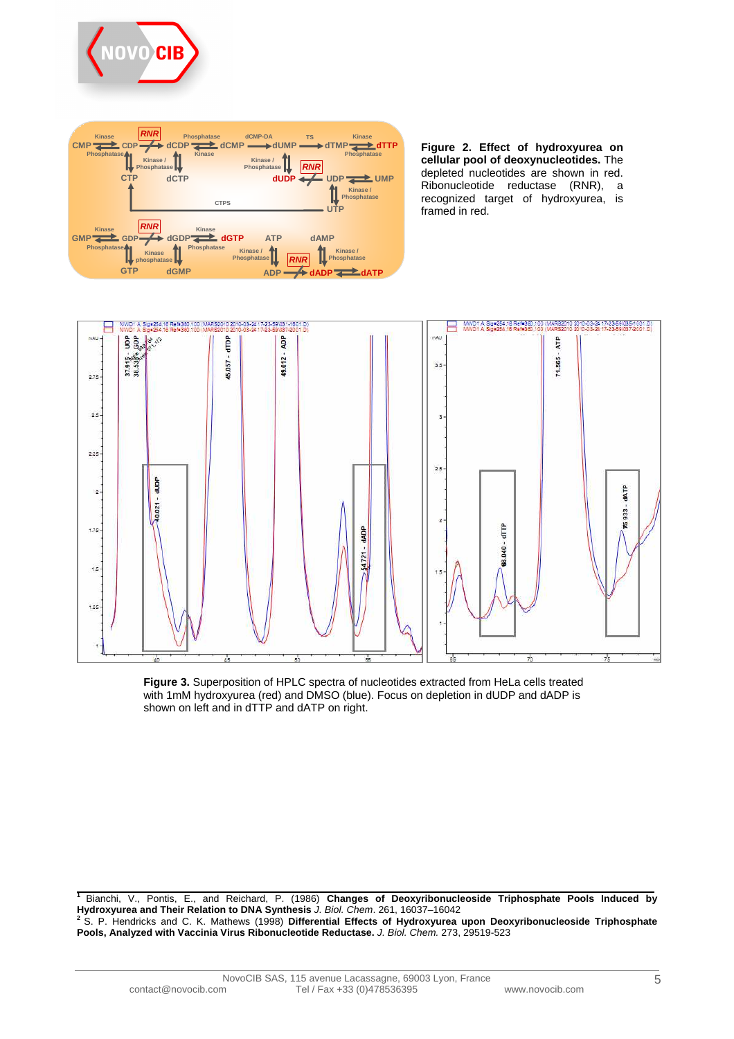**Figure 2. Effect of hydroxyurea on cellular pool of deoxynucleotides.** The depleted nucleotides are shown in red. Ribonucleotide reductase (RNR), a recognized target of hydroxyurea, is framed in red.

**Figure 3.** Superposition of HPLC spectra of nucleotides extracted from HeLa cells treated with 1mM hydroxyurea (red) and DMSO (blue). Focus on depletion in dUDP and dADP is shown on left and in dTTP and dATP on right.

---

[1] Bianchi, V., Pontis, E., and Reichard, P. (1986) **Changes of Deoxyribonucleoside Triphosphate Pools Induced by Hydroxyurea and Their Relation to DNA Synthesis** *J. Biol. Chem*. 261, 16037–16042

[2] S. P. Hendricks and C. K. Mathews (1998) **Differential Effects of Hydroxyurea upon Deoxyribonucleoside Triphosphate Pools, Analyzed with Vaccinia Virus Ribonucleotide Reductase.** *J. Biol. Chem.* 273, 29519-523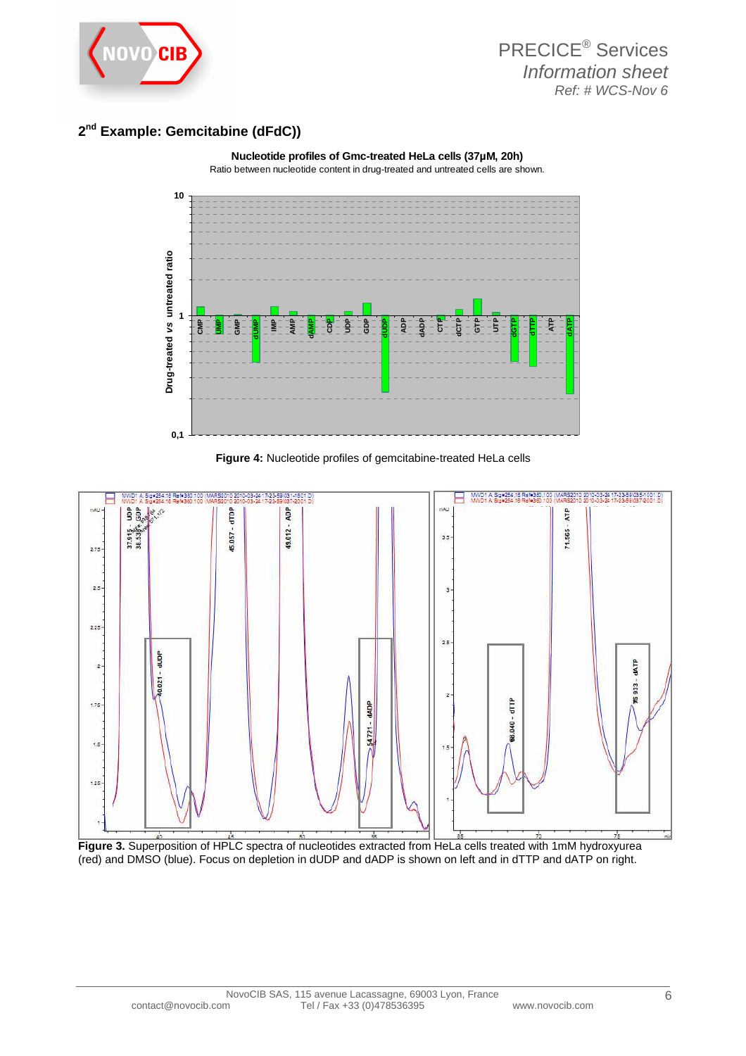## 2[nd] Example: Gemcitabine (dFdC))

**Nucleotide profiles of Gmc-treated HeLa cells (37µM, 20h)**

Ratio between nucleotide content in drug-treated and untreated cells are shown.

**Figure 4:** Nucleotide profiles of gemcitabine-treated HeLa cells

**Figure 3.** Superposition of HPLC spectra of nucleotides extracted from HeLa cells treated with 1mM hydroxyurea (red) and DMSO (blue). Focus on depletion in dUDP and dADP is shown on left and in dTTP and dATP on right.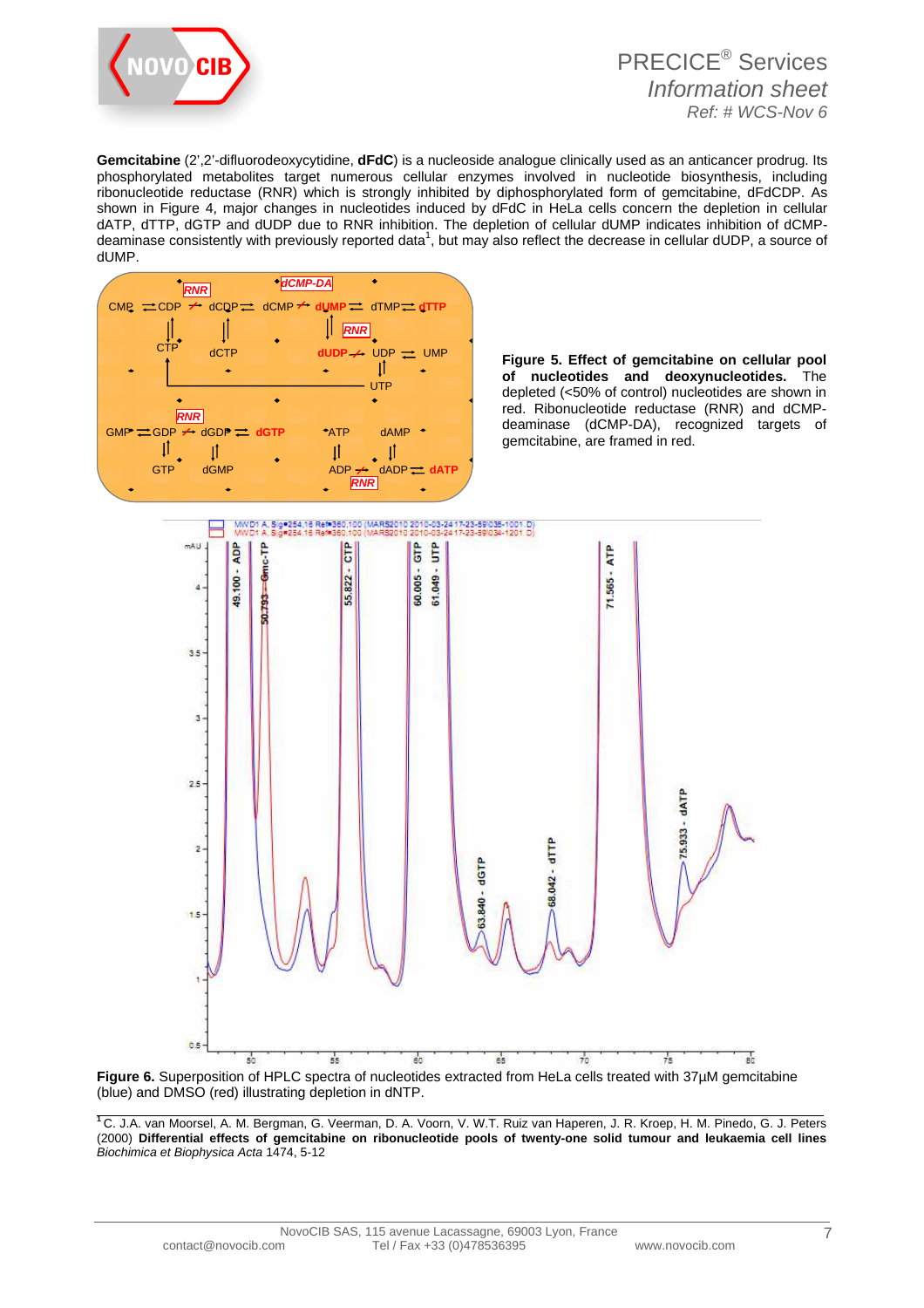**Gemcitabine** (2',2'-difluorodeoxycytidine, **dFdC**) is a nucleoside analogue clinically used as an anticancer prodrug. Its phosphorylated metabolites target numerous cellular enzymes involved in nucleotide biosynthesis, including ribonucleotide reductase (RNR) which is strongly inhibited by diphosphorylated form of gemcitabine, dFdCDP. As shown in Figure 4, major changes in nucleotides induced by dFdC in HeLa cells concern the depletion in cellular dATP, dTTP, dGTP and dUDP due to RNR inhibition. The depletion of cellular dUMP indicates inhibition of dCMP-deaminase consistently with previously reported data[1], but may also reflect the decrease in cellular dUDP, a source of dUMP.

**Figure 5. Effect of gemcitabine on cellular pool of nucleotides and deoxynucleotides.** The depleted (<50% of control) nucleotides are shown in red. Ribonucleotide reductase (RNR) and dCMP-deaminase (dCMP-DA), recognized targets of gemcitabine, are framed in red.

**Figure 6.** Superposition of HPLC spectra of nucleotides extracted from HeLa cells treated with 37µM gemcitabine (blue) and DMSO (red) illustrating depletion in dNTP.

[1] C. J.A. van Moorsel, A. M. Bergman, G. Veerman, D. A. Voorn, V. W.T. Ruiz van Haperen, J. R. Kroep, H. M. Pinedo, G. J. Peters (2000) **Differential effects of gemcitabine on ribonucleotide pools of twenty-one solid tumour and leukaemia cell lines** *Biochimica et Biophysica Acta* 1474, 5-12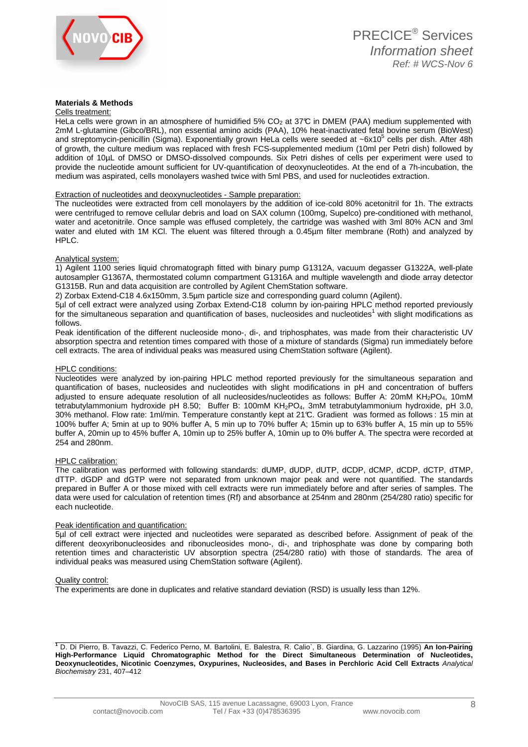## Materials & Methods

Cells treatment:

HeLa cells were grown in an atmosphere of humidified 5% $CO_2$ at 37℃ in DMEM (PAA) medium supplemented with 2mM L-glutamine (Gibco/BRL), non essential amino acids (PAA), 10% heat-inactivated fetal bovine serum (BioWest) and streptomycin-penicillin (Sigma). Exponentially grown HeLa cells were seeded at ~$6x10^5$ cells per dish. After 48h of growth, the culture medium was replaced with fresh FCS-supplemented medium (10ml per Petri dish) followed by addition of 10µL of DMSO or DMSO-dissolved compounds. Six Petri dishes of cells per experiment were used to provide the nucleotide amount sufficient for UV-quantification of deoxynucleotides. At the end of a 7h-incubation, the medium was aspirated, cells monolayers washed twice with 5ml PBS, and used for nucleotides extraction.

Extraction of nucleotides and deoxynucleotides - Sample preparation:

The nucleotides were extracted from cell monolayers by the addition of ice-cold 80% acetonitril for 1h. The extracts were centrifuged to remove cellular debris and load on SAX column (100mg, Supelco) pre-conditioned with methanol, water and acetonitrile. Once sample was effused completely, the cartridge was washed with 3ml 80% ACN and 3ml water and eluted with 1M KCl. The eluent was filtered through a 0.45µm filter membrane (Roth) and analyzed by HPLC.

Analytical system:

1) Agilent 1100 series liquid chromatograph fitted with binary pump G1312A, vacuum degasser G1322A, well-plate autosampler G1367A, thermostated column compartment G1316A and multiple wavelength and diode array detector G1315B. Run and data acquisition are controlled by Agilent ChemStation software.

2) Zorbax Extend-C18 4.6x150mm, 3.5µm particle size and corresponding guard column (Agilent).

5µl of cell extract were analyzed using Zorbax Extend-C18 column by ion-pairing HPLC method reported previously for the simultaneous separation and quantification of bases, nucleosides and nucleotides[1] with slight modifications as follows.

Peak identification of the different nucleoside mono-, di-, and triphosphates, was made from their characteristic UV absorption spectra and retention times compared with those of a mixture of standards (Sigma) run immediately before cell extracts. The area of individual peaks was measured using ChemStation software (Agilent).

HPLC conditions:

Nucleotides were analyzed by ion-pairing HPLC method reported previously for the simultaneous separation and quantification of bases, nucleosides and nucleotides with slight modifications in pH and concentration of buffers adjusted to ensure adequate resolution of all nucleosides/nucleotides as follows: Buffer A: 20mM $KH_2PO_4$, 10mM tetrabutylammonium hydroxide pH 8.50; Buffer B: 100mM $KH_2PO_4$, 3mM tetrabutylammonium hydroxide, pH 3.0, 30% methanol. Flow rate: 1ml/min. Temperature constantly kept at 21℃. Gradient was formed as follows : 15 min at 100% buffer A; 5min at up to 90% buffer A, 5 min up to 70% buffer A; 15min up to 63% buffer A, 15 min up to 55% buffer A, 20min up to 45% buffer A, 10min up to 25% buffer A, 10min up to 0% buffer A. The spectra were recorded at 254 and 280nm.

HPLC calibration:

The calibration was performed with following standards: dUMP, dUDP, dUTP, dCDP, dCMP, dCDP, dCTP, dTMP, dTTP. dGDP and dGTP were not separated from unknown major peak and were not quantified. The standards prepared in Buffer A or those mixed with cell extracts were run immediately before and after series of samples. The data were used for calculation of retention times (Rf) and absorbance at 254nm and 280nm (254/280 ratio) specific for each nucleotide.

Peak identification and quantification:

5µl of cell extract were injected and nucleotides were separated as described before. Assignment of peak of the different deoxyribonucleosides and ribonucleosides mono-, di-, and triphosphate was done by comparing both retention times and characteristic UV absorption spectra (254/280 ratio) with those of standards. The area of individual peaks was measured using ChemStation software (Agilent).

Quality control:

The experiments are done in duplicates and relative standard deviation (RSD) is usually less than 12%.

---

[1] D. Di Pierro, B. Tavazzi, C. Federico Perno, M. Bartolini, E. Balestra, R. Calio`, B. Giardina, G. Lazzarino (1995) **An Ion-Pairing High-Performance Liquid Chromatographic Method for the Direct Simultaneous Determination of Nucleotides, Deoxynucleotides, Nicotinic Coenzymes, Oxypurines, Nucleosides, and Bases in Perchloric Acid Cell Extracts** *Analytical Biochemistry* 231, 407–412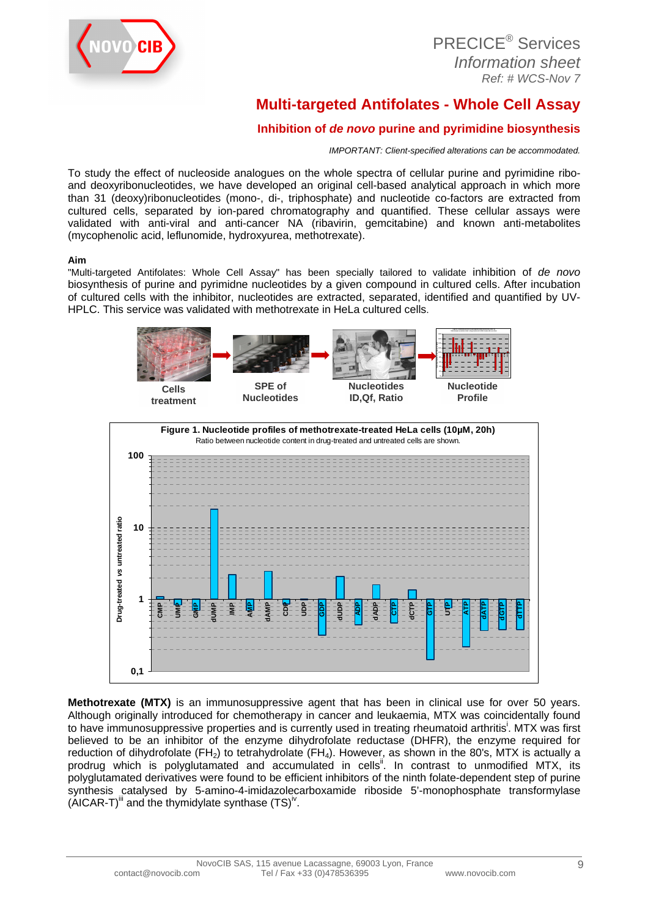PRECICE® Services
*Information sheet*
*Ref: # WCS-Nov 7*

# Multi-targeted Antifolates - Whole Cell Assay

## Inhibition of *de novo* purine and pyrimidine biosynthesis

*IMPORTANT: Client-specified alterations can be accommodated.*

To study the effect of nucleoside analogues on the whole spectra of cellular purine and pyrimidine ribo- and deoxyribonucleotides, we have developed an original cell-based analytical approach in which more than 31 (deoxy)ribonucleotides (mono-, di-, triphosphate) and nucleotide co-factors are extracted from cultured cells, separated by ion-pared chromatography and quantified. These cellular assays were validated with anti-viral and anti-cancer NA (ribavirin, gemcitabine) and known anti-metabolites (mycophenolic acid, leflunomide, hydroxyurea, methotrexate).

**Aim**

"Multi-targeted Antifolates: Whole Cell Assay" has been specially tailored to validate inhibition of *de novo* biosynthesis of purine and pyrimidne nucleotides by a given compound in cultured cells. After incubation of cultured cells with the inhibitor, nucleotides are extracted, separated, identified and quantified by UV-HPLC. This service was validated with methotrexate in HeLa cultured cells.

Cells treatment → SPE of Nucleotides → Nucleotides ID,Qf, Ratio → Nucleotide Profile

**Figure 1. Nucleotide profiles of methotrexate-treated HeLa cells (10µM, 20h)**
Ratio between nucleotide content in drug-treated and untreated cells are shown.

**Methotrexate (MTX)** is an immunosuppressive agent that has been in clinical use for over 50 years. Although originally introduced for chemotherapy in cancer and leukaemia, MTX was coincidentally found to have immunosuppressive properties and is currently used in treating rheumatoid arthritis[i]. MTX was first believed to be an inhibitor of the enzyme dihydrofolate reductase (DHFR), the enzyme required for reduction of dihydrofolate ($FH_2$) to tetrahydrolate ($FH_4$). However, as shown in the 80's, MTX is actually a prodrug which is polyglutamated and accumulated in cells[ii]. In contrast to unmodified MTX, its polyglutamated derivatives were found to be efficient inhibitors of the ninth folate-dependent step of purine synthesis catalysed by 5-amino-4-imidazolecarboxamide riboside 5'-monophosphate transformylase (AICAR-T)[iii] and the thymidylate synthase (TS)[iv].

NovoCIB SAS, 115 avenue Lacassagne, 69003 Lyon, France
contact@novocib.com Tel / Fax +33 (0)478536395 www.novocib.com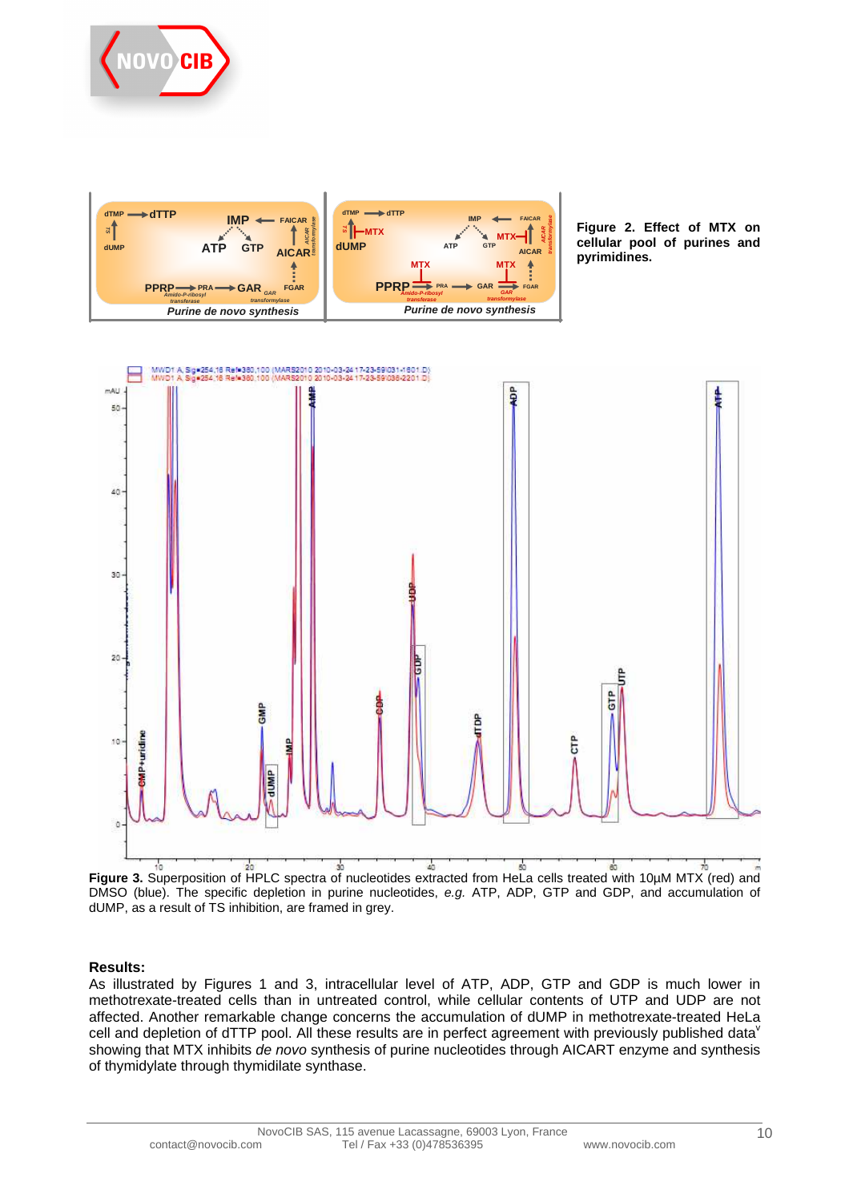**Figure 2. Effect of MTX on cellular pool of purines and pyrimidines.**

**Figure 3.** Superposition of HPLC spectra of nucleotides extracted from HeLa cells treated with 10µM MTX (red) and DMSO (blue). The specific depletion in purine nucleotides, *e.g.* ATP, ADP, GTP and GDP, and accumulation of dUMP, as a result of TS inhibition, are framed in grey.

**Results:**

As illustrated by Figures 1 and 3, intracellular level of ATP, ADP, GTP and GDP is much lower in methotrexate-treated cells than in untreated control, while cellular contents of UTP and UDP are not affected. Another remarkable change concerns the accumulation of dUMP in methotrexate-treated HeLa cell and depletion of dTTP pool. All these results are in perfect agreement with previously published data[v] showing that MTX inhibits *de novo* synthesis of purine nucleotides through AICART enzyme and synthesis of thymidylate through thymidilate synthase.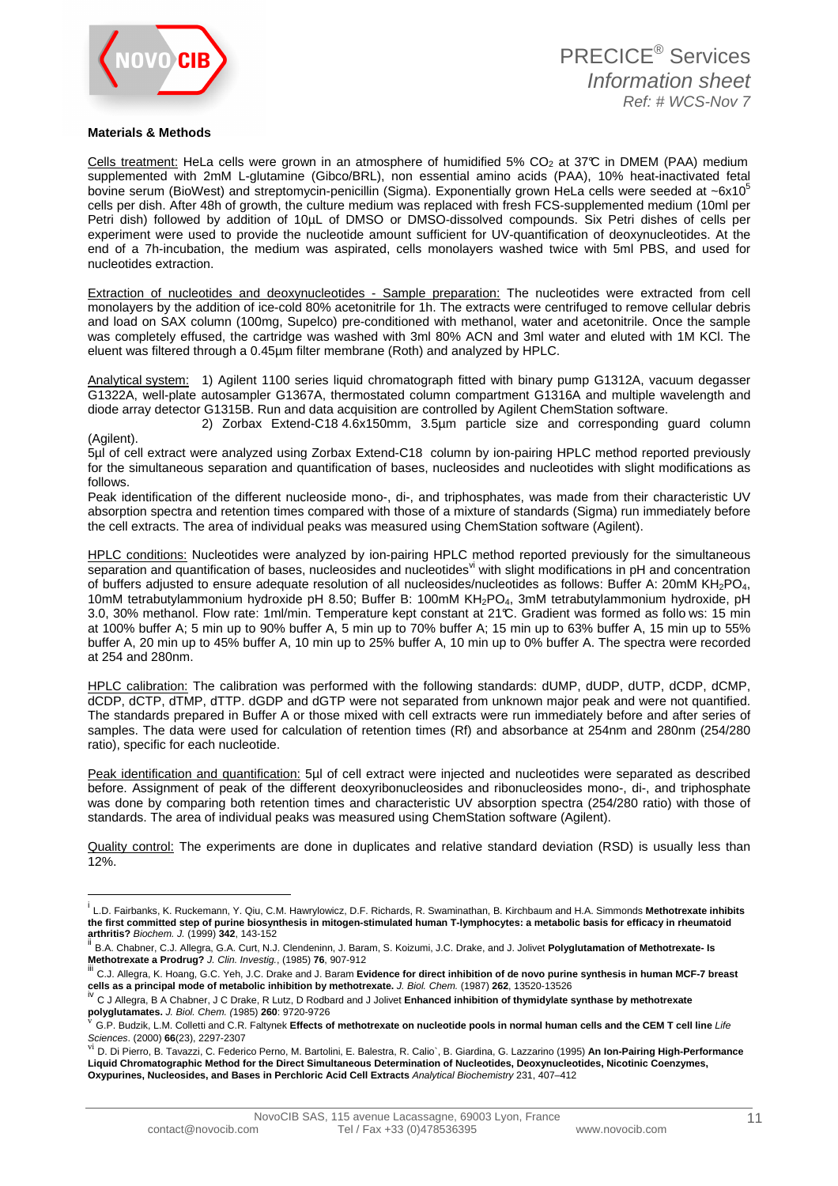## Materials & Methods

Cells treatment: HeLa cells were grown in an atmosphere of humidified 5% $CO_2$ at 37℃ in DMEM (PAA) medium supplemented with 2mM L-glutamine (Gibco/BRL), non essential amino acids (PAA), 10% heat-inactivated fetal bovine serum (BioWest) and streptomycin-penicillin (Sigma). Exponentially grown HeLa cells were seeded at ~$6x10^5$ cells per dish. After 48h of growth, the culture medium was replaced with fresh FCS-supplemented medium (10ml per Petri dish) followed by addition of 10µL of DMSO or DMSO-dissolved compounds. Six Petri dishes of cells per experiment were used to provide the nucleotide amount sufficient for UV-quantification of deoxynucleotides. At the end of a 7h-incubation, the medium was aspirated, cells monolayers washed twice with 5ml PBS, and used for nucleotides extraction.

Extraction of nucleotides and deoxynucleotides - Sample preparation: The nucleotides were extracted from cell monolayers by the addition of ice-cold 80% acetonitrile for 1h. The extracts were centrifuged to remove cellular debris and load on SAX column (100mg, Supelco) pre-conditioned with methanol, water and acetonitrile. Once the sample was completely effused, the cartridge was washed with 3ml 80% ACN and 3ml water and eluted with 1M KCl. The eluent was filtered through a 0.45µm filter membrane (Roth) and analyzed by HPLC.

Analytical system: 1) Agilent 1100 series liquid chromatograph fitted with binary pump G1312A, vacuum degasser G1322A, well-plate autosampler G1367A, thermostated column compartment G1316A and multiple wavelength and diode array detector G1315B. Run and data acquisition are controlled by Agilent ChemStation software.
2) Zorbax Extend-C18 4.6x150mm, 3.5µm particle size and corresponding guard column (Agilent).
5µl of cell extract were analyzed using Zorbax Extend-C18 column by ion-pairing HPLC method reported previously for the simultaneous separation and quantification of bases, nucleosides and nucleotides with slight modifications as follows.
Peak identification of the different nucleoside mono-, di-, and triphosphates, was made from their characteristic UV absorption spectra and retention times compared with those of a mixture of standards (Sigma) run immediately before the cell extracts. The area of individual peaks was measured using ChemStation software (Agilent).

HPLC conditions: Nucleotides were analyzed by ion-pairing HPLC method reported previously for the simultaneous separation and quantification of bases, nucleosides and nucleotides[vi] with slight modifications in pH and concentration of buffers adjusted to ensure adequate resolution of all nucleosides/nucleotides as follows: Buffer A: 20mM $KH_2PO_4$, 10mM tetrabutylammonium hydroxide pH 8.50; Buffer B: 100mM $KH_2PO_4$, 3mM tetrabutylammonium hydroxide, pH 3.0, 30% methanol. Flow rate: 1ml/min. Temperature kept constant at 21℃. Gradient was formed as follows: 15 min at 100% buffer A; 5 min up to 90% buffer A, 5 min up to 70% buffer A; 15 min up to 63% buffer A, 15 min up to 55% buffer A, 20 min up to 45% buffer A, 10 min up to 25% buffer A, 10 min up to 0% buffer A. The spectra were recorded at 254 and 280nm.

HPLC calibration: The calibration was performed with the following standards: dUMP, dUDP, dUTP, dCDP, dCMP, dCDP, dCTP, dTMP, dTTP. dGDP and dGTP were not separated from unknown major peak and were not quantified. The standards prepared in Buffer A or those mixed with cell extracts were run immediately before and after series of samples. The data were used for calculation of retention times (Rf) and absorbance at 254nm and 280nm (254/280 ratio), specific for each nucleotide.

Peak identification and quantification: 5µl of cell extract were injected and nucleotides were separated as described before. Assignment of peak of the different deoxyribonucleosides and ribonucleosides mono-, di-, and triphosphate was done by comparing both retention times and characteristic UV absorption spectra (254/280 ratio) with those of standards. The area of individual peaks was measured using ChemStation software (Agilent).

Quality control: The experiments are done in duplicates and relative standard deviation (RSD) is usually less than 12%.

---

[i] L.D. Fairbanks, K. Ruckemann, Y. Qiu, C.M. Hawrylowicz, D.F. Richards, R. Swaminathan, B. Kirchbaum and H.A. Simmonds **Methotrexate inhibits the first committed step of purine biosynthesis in mitogen-stimulated human T-lymphocytes: a metabolic basis for efficacy in rheumatoid arthritis?** *Biochem. J.* (1999) **342**, 143-152

[ii] B.A. Chabner, C.J. Allegra, G.A. Curt, N.J. Clendeninn, J. Baram, S. Koizumi, J.C. Drake, and J. Jolivet **Polyglutamation of Methotrexate- Is Methotrexate a Prodrug?** *J. Clin. Investig.*, (1985) **76**, 907-912

[iii] C.J. Allegra, K. Hoang, G.C. Yeh, J.C. Drake and J. Baram **Evidence for direct inhibition of de novo purine synthesis in human MCF-7 breast cells as a principal mode of metabolic inhibition by methotrexate.** *J. Biol. Chem.* (1987) **262**, 13520-13526

[iv] C J Allegra, B A Chabner, J C Drake, R Lutz, D Rodbard and J Jolivet **Enhanced inhibition of thymidylate synthase by methotrexate polyglutamates.** *J. Biol. Chem.* (1985) **260**: 9720-9726

[v] G.P. Budzik, L.M. Colletti and C.R. Faltynek **Effects of methotrexate on nucleotide pools in normal human cells and the CEM T cell line** *Life Sciences*. (2000) **66**(23), 2297-2307

[vi] D. Di Pierro, B. Tavazzi, C. Federico Perno, M. Bartolini, E. Balestra, R. Calio`, B. Giardina, G. Lazzarino (1995) **An Ion-Pairing High-Performance Liquid Chromatographic Method for the Direct Simultaneous Determination of Nucleotides, Deoxynucleotides, Nicotinic Coenzymes, Oxypurines, Nucleosides, and Bases in Perchloric Acid Cell Extracts** *Analytical Biochemistry* 231, 407–412